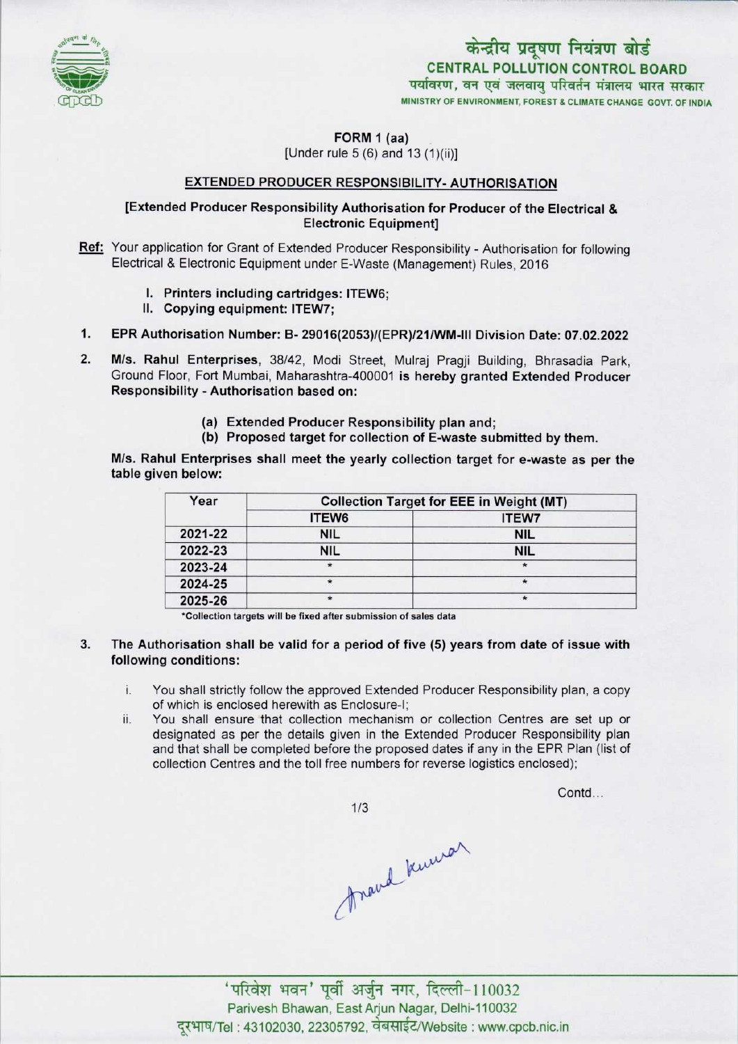केन्द्रीय प्रदूषण नियंत्रण बोर्ड
**CENTRAL POLLUTION CONTROL BOARD**
पर्यावरण, वन एवं जलवायु परिवर्तन मंत्रालय भारत सरकार
MINISTRY OF ENVIRONMENT, FOREST & CLIMATE CHANGE GOVT. OF INDIA

**FORM 1 (aa)**
[Under rule 5 (6) and 13 (1)(ii)]

## EXTENDED PRODUCER RESPONSIBILITY- AUTHORISATION

**[Extended Producer Responsibility Authorisation for Producer of the Electrical & Electronic Equipment]**

**Ref:** Your application for Grant of Extended Producer Responsibility - Authorisation for following Electrical & Electronic Equipment under E-Waste (Management) Rules, 2016

- I. **Printers including cartridges: ITEW6;**
- II. **Copying equipment: ITEW7;**

1. **EPR Authorisation Number: B- 29016(2053)/(EPR)/21/WM-III Division Date: 07.02.2022**

2. **M/s. Rahul Enterprises**, 38/42, Modi Street, Mulraj Pragji Building, Bhrasadia Park, Ground Floor, Fort Mumbai, Maharashtra-400001 **is hereby granted Extended Producer Responsibility - Authorisation based on:**

   (a) **Extended Producer Responsibility plan and;**
   (b) **Proposed target for collection of E-waste submitted by them.**

**M/s. Rahul Enterprises shall meet the yearly collection target for e-waste as per the table given below:**

| Year | Collection Target for EEE in Weight (MT) | |
|---|---|---|
| | ITEW6 | ITEW7 |
| 2021-22 | NIL | NIL |
| 2022-23 | NIL | NIL |
| 2023-24 | * | * |
| 2024-25 | * | * |
| 2025-26 | * | * |

*Collection targets will be fixed after submission of sales data

3. **The Authorisation shall be valid for a period of five (5) years from date of issue with following conditions:**

   i. You shall strictly follow the approved Extended Producer Responsibility plan, a copy of which is enclosed herewith as Enclosure-I;
   ii. You shall ensure that collection mechanism or collection Centres are set up or designated as per the details given in the Extended Producer Responsibility plan and that shall be completed before the proposed dates if any in the EPR Plan (list of collection Centres and the toll free numbers for reverse logistics enclosed);

Contd...

'परिवेश भवन' पूर्वी अर्जुन नगर, दिल्ली-110032
Parivesh Bhawan, East Arjun Nagar, Delhi-110032
दूरभाष/Tel : 43102030, 22305792, वेबसाईट/Website : www.cpcb.nic.in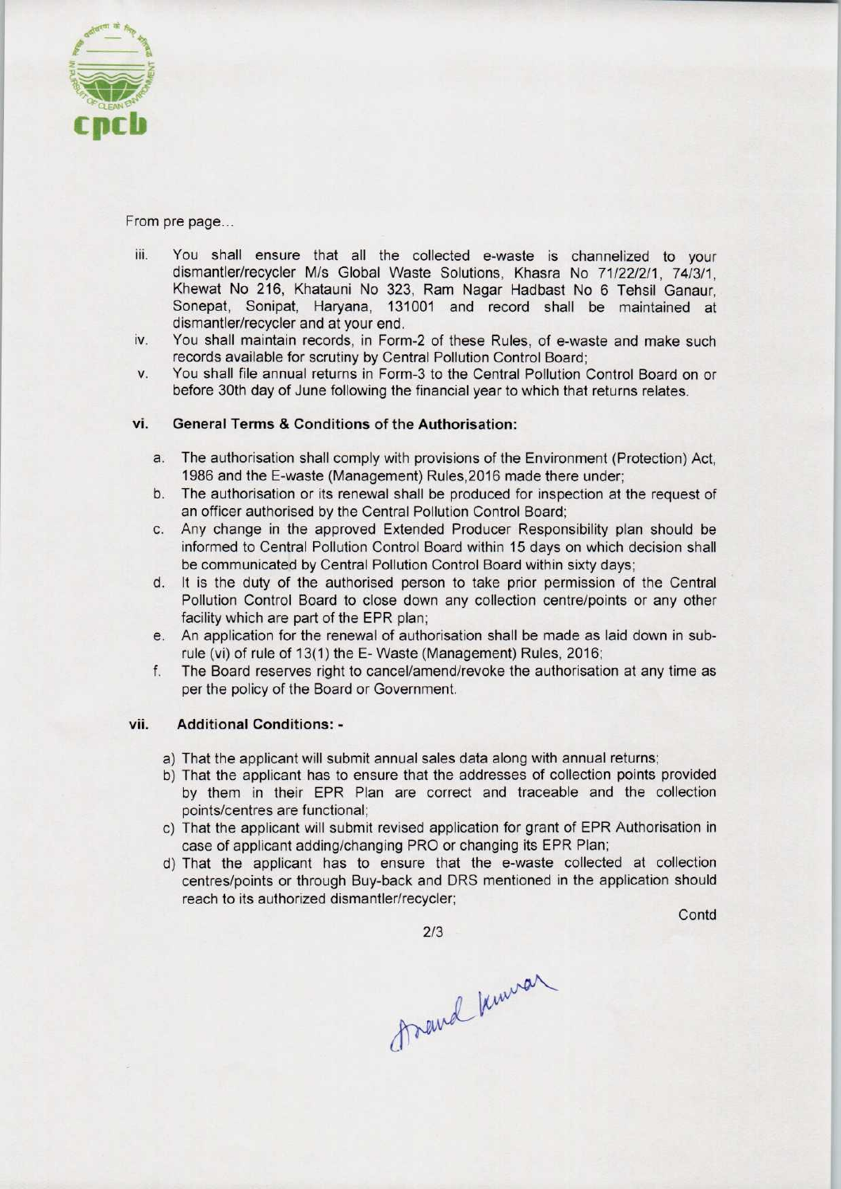From pre page...

iii. You shall ensure that all the collected e-waste is channelized to your dismantler/recycler M/s Global Waste Solutions, Khasra No 71/22/2/1, 74/3/1, Khewat No 216, Khatauni No 323, Ram Nagar Hadbast No 6 Tehsil Ganaur, Sonepat, Sonipat, Haryana, 131001 and record shall be maintained at dismantler/recycler and at your end.

iv. You shall maintain records, in Form-2 of these Rules, of e-waste and make such records available for scrutiny by Central Pollution Control Board;

v. You shall file annual returns in Form-3 to the Central Pollution Control Board on or before 30th day of June following the financial year to which that returns relates.

**vi. General Terms & Conditions of the Authorisation:**

a. The authorisation shall comply with provisions of the Environment (Protection) Act, 1986 and the E-waste (Management) Rules,2016 made there under;

b. The authorisation or its renewal shall be produced for inspection at the request of an officer authorised by the Central Pollution Control Board;

c. Any change in the approved Extended Producer Responsibility plan should be informed to Central Pollution Control Board within 15 days on which decision shall be communicated by Central Pollution Control Board within sixty days;

d. It is the duty of the authorised person to take prior permission of the Central Pollution Control Board to close down any collection centre/points or any other facility which are part of the EPR plan;

e. An application for the renewal of authorisation shall be made as laid down in sub-rule (vi) of rule of 13(1) the E- Waste (Management) Rules, 2016;

f. The Board reserves right to cancel/amend/revoke the authorisation at any time as per the policy of the Board or Government.

**vii. Additional Conditions: -**

a) That the applicant will submit annual sales data along with annual returns;

b) That the applicant has to ensure that the addresses of collection points provided by them in their EPR Plan are correct and traceable and the collection points/centres are functional;

c) That the applicant will submit revised application for grant of EPR Authorisation in case of applicant adding/changing PRO or changing its EPR Plan;

d) That the applicant has to ensure that the e-waste collected at collection centres/points or through Buy-back and DRS mentioned in the application should reach to its authorized dismantler/recycler;

Contd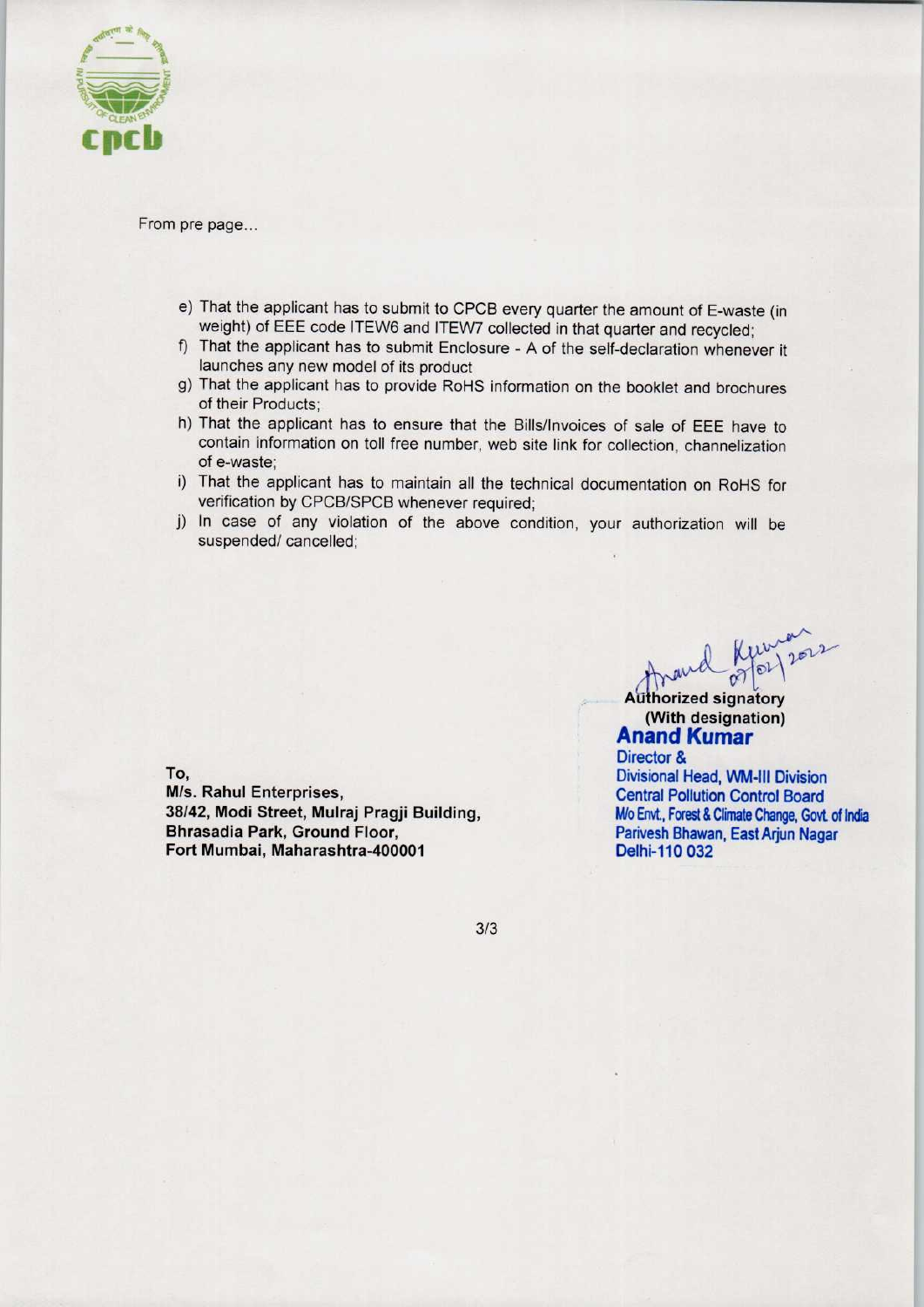From pre page...

e) That the applicant has to submit to CPCB every quarter the amount of E-waste (in weight) of EEE code ITEW6 and ITEW7 collected in that quarter and recycled;
f) That the applicant has to submit Enclosure - A of the self-declaration whenever it launches any new model of its product
g) That the applicant has to provide RoHS information on the booklet and brochures of their Products;
h) That the applicant has to ensure that the Bills/Invoices of sale of EEE have to contain information on toll free number, web site link for collection, channelization of e-waste;
i) That the applicant has to maintain all the technical documentation on RoHS for verification by CPCB/SPCB whenever required;
j) In case of any violation of the above condition, your authorization will be suspended/ cancelled;

Anand Kumar 07/02/2022

**Authorized signatory**
**(With designation)**
**Anand Kumar**
Director &
Divisional Head, WM-III Division
Central Pollution Control Board
M/o Envt., Forest & Climate Change, Govt. of India
Parivesh Bhawan, East Arjun Nagar
Delhi-110 032

**To,**
**M/s. Rahul Enterprises,**
**38/42, Modi Street, Mulraj Pragji Building,**
**Bhrasadia Park, Ground Floor,**
**Fort Mumbai, Maharashtra-400001**